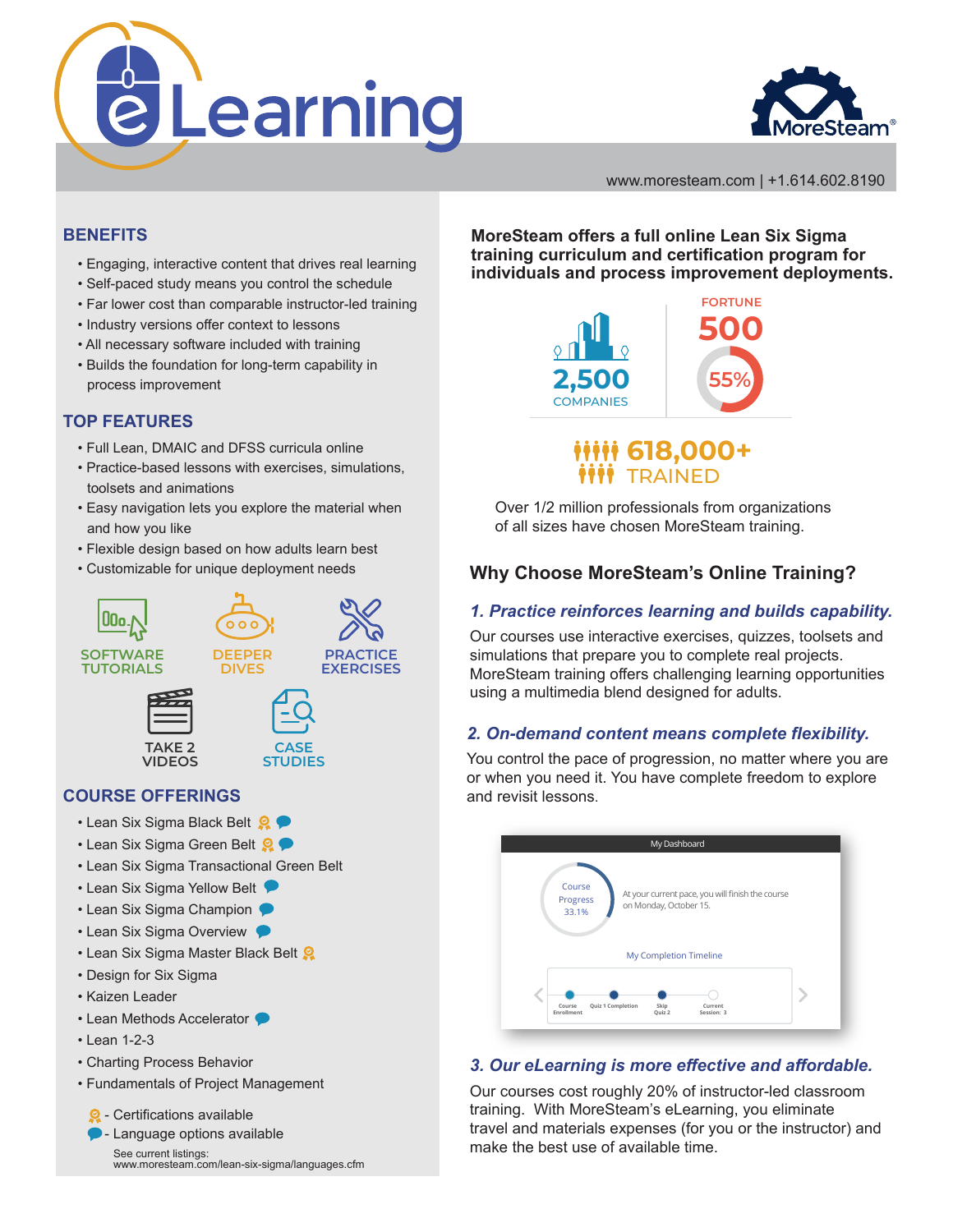# eLearning

MoreSteam®

www.moresteam.com | +1.614.602.8190

## BENEFITS

- Engaging, interactive content that drives real learning
- Self-paced study means you control the schedule
- Far lower cost than comparable instructor-led training
- Industry versions offer context to lessons
- All necessary software included with training
- Builds the foundation for long-term capability in process improvement

## TOP FEATURES

- Full Lean, DMAIC and DFSS curricula online
- Practice-based lessons with exercises, simulations, toolsets and animations
- Easy navigation lets you explore the material when and how you like
- Flexible design based on how adults learn best
- Customizable for unique deployment needs

SOFTWARE TUTORIALS

DEEPER DIVES

PRACTICE EXERCISES

TAKE 2 VIDEOS

CASE STUDIES

## COURSE OFFERINGS

- Lean Six Sigma Black Belt 🏅 💬
- Lean Six Sigma Green Belt 🏅 💬
- Lean Six Sigma Transactional Green Belt
- Lean Six Sigma Yellow Belt 💬
- Lean Six Sigma Champion 💬
- Lean Six Sigma Overview 💬
- Lean Six Sigma Master Black Belt 🏅
- Design for Six Sigma
- Kaizen Leader
- Lean Methods Accelerator 💬
- Lean 1-2-3
- Charting Process Behavior
- Fundamentals of Project Management

🏅 - Certifications available

💬 - Language options available

See current listings:
www.moresteam.com/lean-six-sigma/languages.cfm

**MoreSteam offers a full online Lean Six Sigma training curriculum and certification program for individuals and process improvement deployments.**

**2,500** COMPANIES

FORTUNE **500** 55%

**618,000+** TRAINED

Over 1/2 million professionals from organizations of all sizes have chosen MoreSteam training.

## Why Choose MoreSteam's Online Training?

### *1. Practice reinforces learning and builds capability.*

Our courses use interactive exercises, quizzes, toolsets and simulations that prepare you to complete real projects. MoreSteam training offers challenging learning opportunities using a multimedia blend designed for adults.

### *2. On-demand content means complete flexibility.*

You control the pace of progression, no matter where you are or when you need it. You have complete freedom to explore and revisit lessons.

My Dashboard

Course Progress 33.1%

At your current pace, you will finish the course on Monday, October 15.

My Completion Timeline

Course Enrollment — Quiz 1 Completion — Skip Quiz 2 — Current Session: 3

### *3. Our eLearning is more effective and affordable.*

Our courses cost roughly 20% of instructor-led classroom training. With MoreSteam's eLearning, you eliminate travel and materials expenses (for you or the instructor) and make the best use of available time.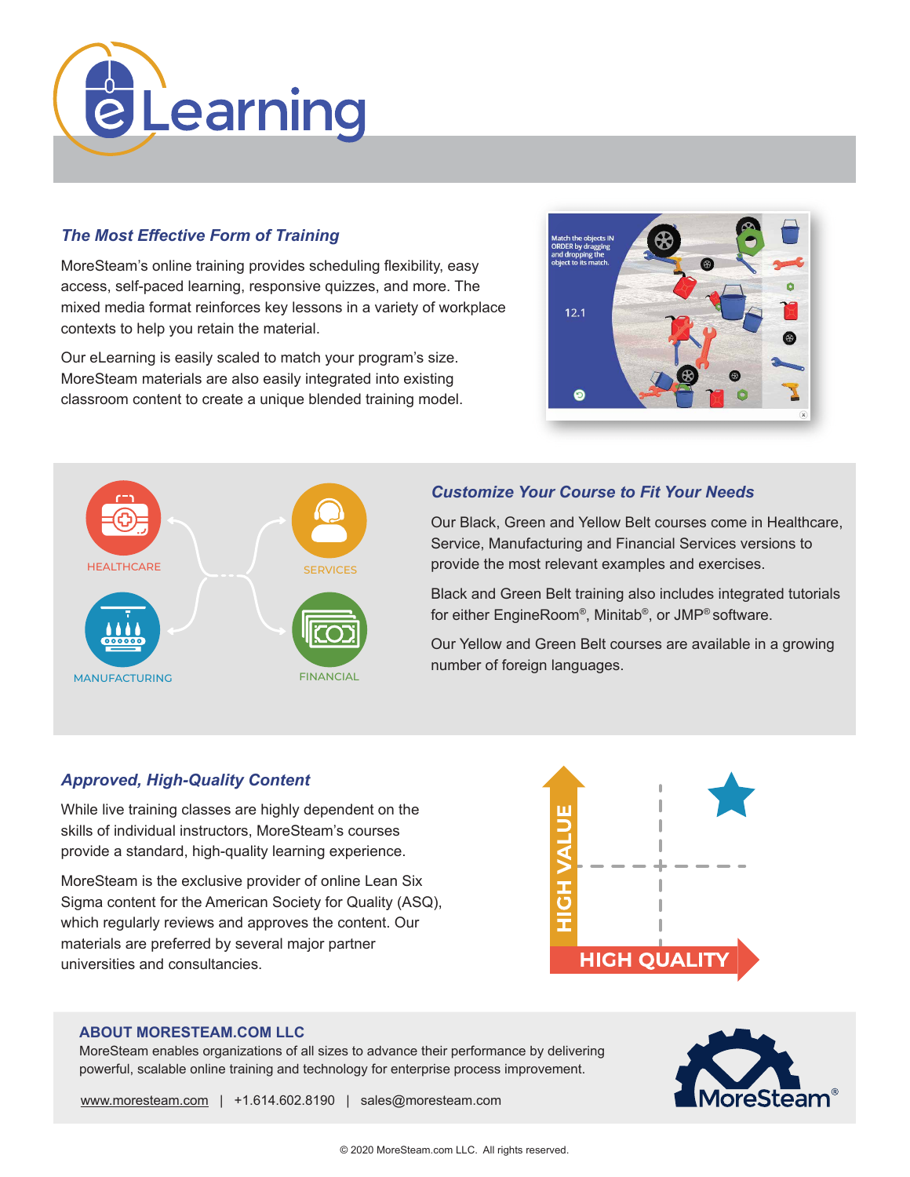# eLearning

### *The Most Effective Form of Training*

MoreSteam's online training provides scheduling flexibility, easy access, self-paced learning, responsive quizzes, and more. The mixed media format reinforces key lessons in a variety of workplace contexts to help you retain the material.

Our eLearning is easily scaled to match your program's size. MoreSteam materials are also easily integrated into existing classroom content to create a unique blended training model.

Match the objects IN ORDER by dragging and dropping the object to its match.

12.1

HEALTHCARE

SERVICES

MANUFACTURING

FINANCIAL

### *Customize Your Course to Fit Your Needs*

Our Black, Green and Yellow Belt courses come in Healthcare, Service, Manufacturing and Financial Services versions to provide the most relevant examples and exercises.

Black and Green Belt training also includes integrated tutorials for either EngineRoom®, Minitab®, or JMP® software.

Our Yellow and Green Belt courses are available in a growing number of foreign languages.

### *Approved, High-Quality Content*

While live training classes are highly dependent on the skills of individual instructors, MoreSteam's courses provide a standard, high-quality learning experience.

MoreSteam is the exclusive provider of online Lean Six Sigma content for the American Society for Quality (ASQ), which regularly reviews and approves the content. Our materials are preferred by several major partner universities and consultancies.

HIGH VALUE

HIGH QUALITY

### ABOUT MORESTEAM.COM LLC

MoreSteam enables organizations of all sizes to advance their performance by delivering powerful, scalable online training and technology for enterprise process improvement.

www.moresteam.com | +1.614.602.8190 | sales@moresteam.com

MoreSteam®

© 2020 MoreSteam.com LLC. All rights reserved.